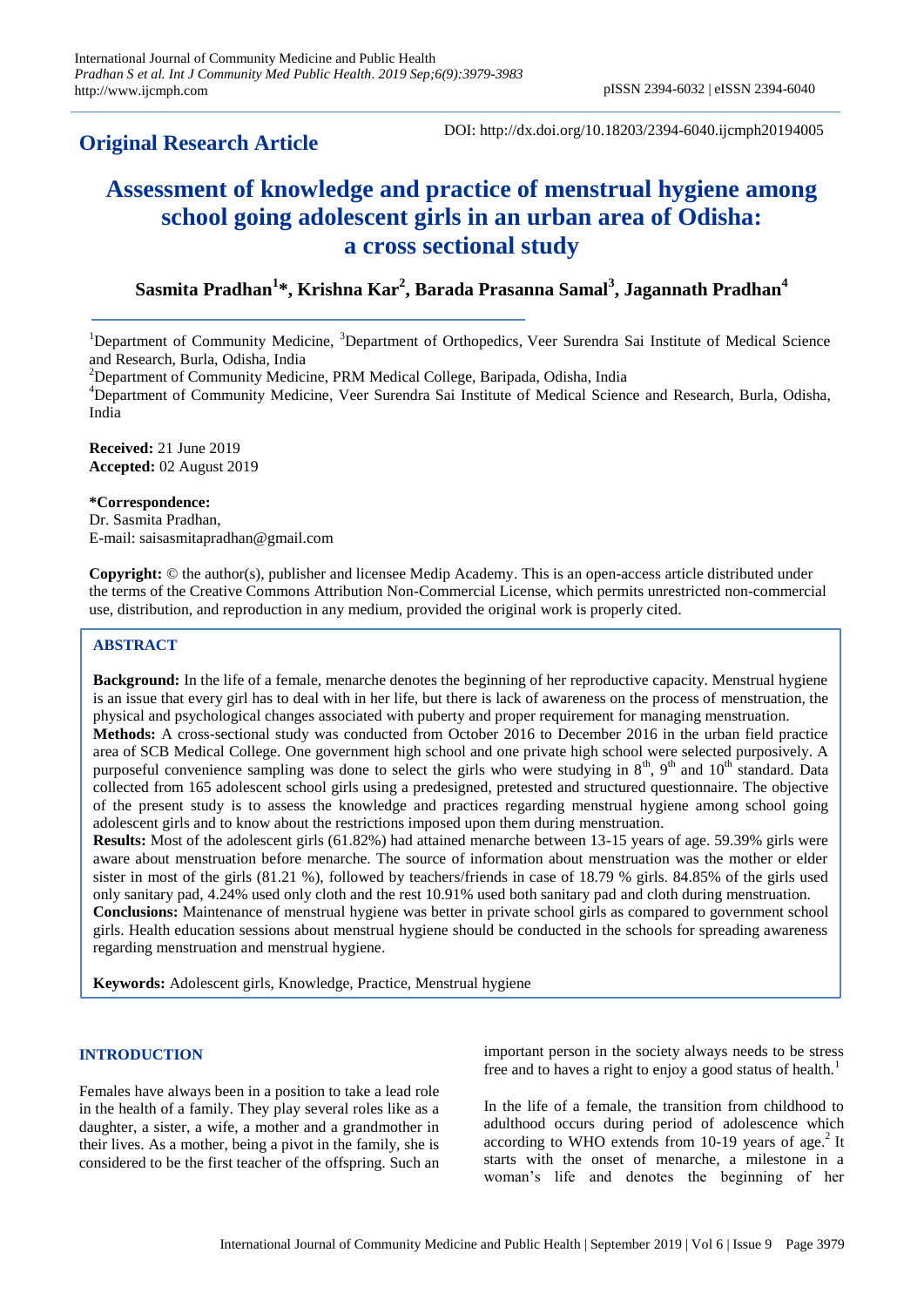## Original Research Article

DOI: http://dx.doi.org/10.18203/2394-6040.ijcmph20194005

# Assessment of knowledge and practice of menstrual hygiene among school going adolescent girls in an urban area of Odisha: a cross sectional study

**Sasmita Pradhan[1]*, Krishna Kar[2], Barada Prasanna Samal[3], Jagannath Pradhan[4]**

[1]Department of Community Medicine, [3]Department of Orthopedics, Veer Surendra Sai Institute of Medical Science and Research, Burla, Odisha, India

[2]Department of Community Medicine, PRM Medical College, Baripada, Odisha, India

[4]Department of Community Medicine, Veer Surendra Sai Institute of Medical Science and Research, Burla, Odisha, India

**Received:** 21 June 2019
**Accepted:** 02 August 2019

***Correspondence:**
Dr. Sasmita Pradhan,
E-mail: saisasmitapradhan@gmail.com

**Copyright:** © the author(s), publisher and licensee Medip Academy. This is an open-access article distributed under the terms of the Creative Commons Attribution Non-Commercial License, which permits unrestricted non-commercial use, distribution, and reproduction in any medium, provided the original work is properly cited.

## ABSTRACT

**Background:** In the life of a female, menarche denotes the beginning of her reproductive capacity. Menstrual hygiene is an issue that every girl has to deal with in her life, but there is lack of awareness on the process of menstruation, the physical and psychological changes associated with puberty and proper requirement for managing menstruation.

**Methods:** A cross-sectional study was conducted from October 2016 to December 2016 in the urban field practice area of SCB Medical College. One government high school and one private high school were selected purposively. A purposeful convenience sampling was done to select the girls who were studying in 8th, 9th and 10th standard. Data collected from 165 adolescent school girls using a predesigned, pretested and structured questionnaire. The objective of the present study is to assess the knowledge and practices regarding menstrual hygiene among school going adolescent girls and to know about the restrictions imposed upon them during menstruation.

**Results:** Most of the adolescent girls (61.82%) had attained menarche between 13-15 years of age. 59.39% girls were aware about menstruation before menarche. The source of information about menstruation was the mother or elder sister in most of the girls (81.21 %), followed by teachers/friends in case of 18.79 % girls. 84.85% of the girls used only sanitary pad, 4.24% used only cloth and the rest 10.91% used both sanitary pad and cloth during menstruation.

**Conclusions:** Maintenance of menstrual hygiene was better in private school girls as compared to government school girls. Health education sessions about menstrual hygiene should be conducted in the schools for spreading awareness regarding menstruation and menstrual hygiene.

**Keywords:** Adolescent girls, Knowledge, Practice, Menstrual hygiene

## INTRODUCTION

Females have always been in a position to take a lead role in the health of a family. They play several roles like as a daughter, a sister, a wife, a mother and a grandmother in their lives. As a mother, being a pivot in the family, she is considered to be the first teacher of the offspring. Such an important person in the society always needs to be stress free and to haves a right to enjoy a good status of health.[1]

In the life of a female, the transition from childhood to adulthood occurs during period of adolescence which according to WHO extends from 10-19 years of age.[2] It starts with the onset of menarche, a milestone in a woman's life and denotes the beginning of her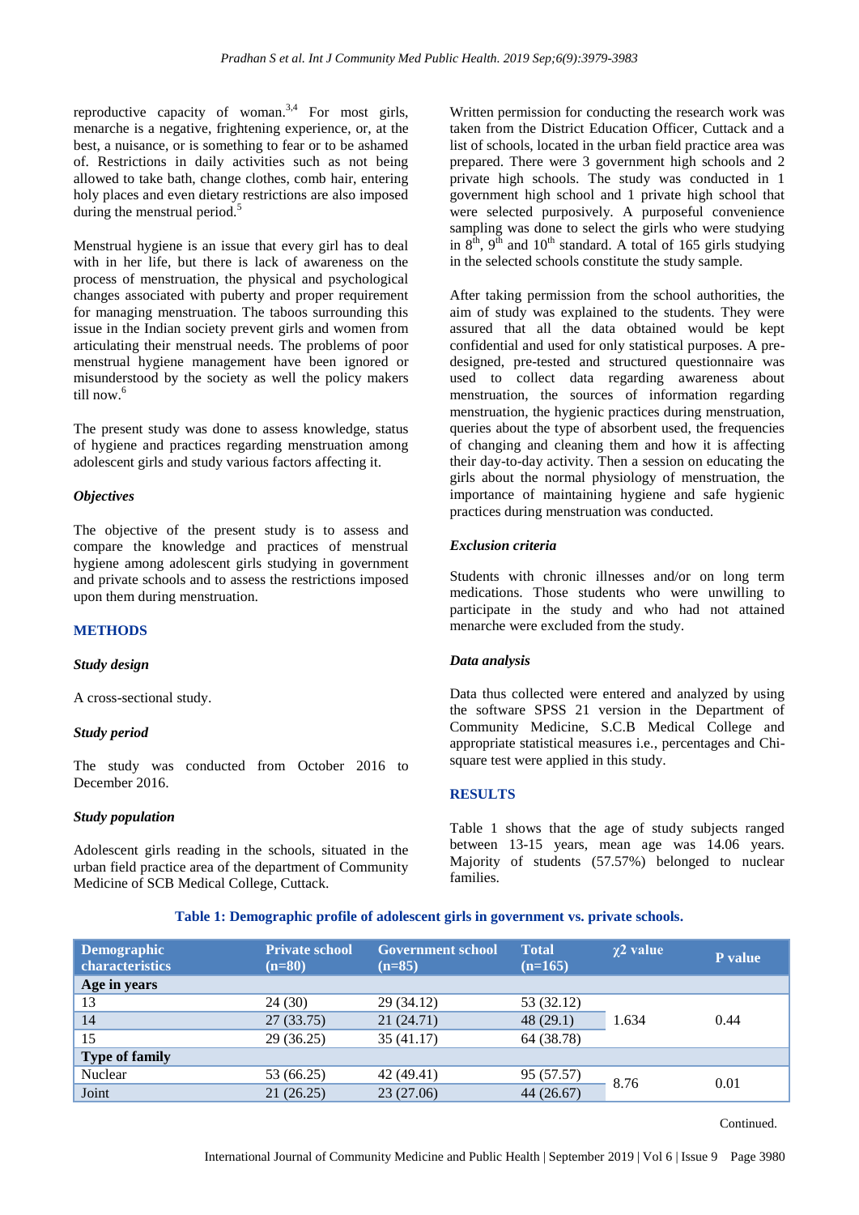reproductive capacity of woman.[3,4] For most girls, menarche is a negative, frightening experience, or, at the best, a nuisance, or is something to fear or to be ashamed of. Restrictions in daily activities such as not being allowed to take bath, change clothes, comb hair, entering holy places and even dietary restrictions are also imposed during the menstrual period.[5]

Menstrual hygiene is an issue that every girl has to deal with in her life, but there is lack of awareness on the process of menstruation, the physical and psychological changes associated with puberty and proper requirement for managing menstruation. The taboos surrounding this issue in the Indian society prevent girls and women from articulating their menstrual needs. The problems of poor menstrual hygiene management have been ignored or misunderstood by the society as well the policy makers till now.[6]

The present study was done to assess knowledge, status of hygiene and practices regarding menstruation among adolescent girls and study various factors affecting it.

### *Objectives*

The objective of the present study is to assess and compare the knowledge and practices of menstrual hygiene among adolescent girls studying in government and private schools and to assess the restrictions imposed upon them during menstruation.

## METHODS

### *Study design*

A cross-sectional study.

### *Study period*

The study was conducted from October 2016 to December 2016.

### *Study population*

Adolescent girls reading in the schools, situated in the urban field practice area of the department of Community Medicine of SCB Medical College, Cuttack.

Written permission for conducting the research work was taken from the District Education Officer, Cuttack and a list of schools, located in the urban field practice area was prepared. There were 3 government high schools and 2 private high schools. The study was conducted in 1 government high school and 1 private high school that were selected purposively. A purposeful convenience sampling was done to select the girls who were studying in 8th, 9th and 10th standard. A total of 165 girls studying in the selected schools constitute the study sample.

After taking permission from the school authorities, the aim of study was explained to the students. They were assured that all the data obtained would be kept confidential and used for only statistical purposes. A pre-designed, pre-tested and structured questionnaire was used to collect data regarding awareness about menstruation, the sources of information regarding menstruation, the hygienic practices during menstruation, queries about the type of absorbent used, the frequencies of changing and cleaning them and how it is affecting their day-to-day activity. Then a session on educating the girls about the normal physiology of menstruation, the importance of maintaining hygiene and safe hygienic practices during menstruation was conducted.

### *Exclusion criteria*

Students with chronic illnesses and/or on long term medications. Those students who were unwilling to participate in the study and who had not attained menarche were excluded from the study.

### *Data analysis*

Data thus collected were entered and analyzed by using the software SPSS 21 version in the Department of Community Medicine, S.C.B Medical College and appropriate statistical measures i.e., percentages and Chi-square test were applied in this study.

## RESULTS

Table 1 shows that the age of study subjects ranged between 13-15 years, mean age was 14.06 years. Majority of students (57.57%) belonged to nuclear families.

**Table 1: Demographic profile of adolescent girls in government vs. private schools.**

| Demographic characteristics | Private school (n=80) | Government school (n=85) | Total (n=165) | $\chi^2$ value | P value |
|---|---|---|---|---|---|
| **Age in years** | | | | | |
| 13 | 24 (30) | 29 (34.12) | 53 (32.12) | | |
| 14 | 27 (33.75) | 21 (24.71) | 48 (29.1) | 1.634 | 0.44 |
| 15 | 29 (36.25) | 35 (41.17) | 64 (38.78) | | |
| **Type of family** | | | | | |
| Nuclear | 53 (66.25) | 42 (49.41) | 95 (57.57) | 8.76 | 0.01 |
| Joint | 21 (26.25) | 23 (27.06) | 44 (26.67) | | |

Continued.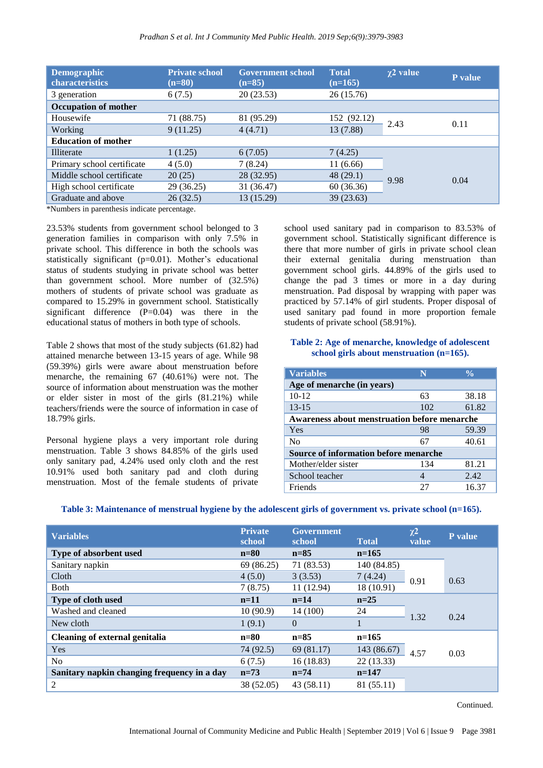| Demographic characteristics | Private school (n=80) | Government school (n=85) | Total (n=165) | χ2 value | P value |
|---|---|---|---|---|---|
| 3 generation | 6 (7.5) | 20 (23.53) | 26 (15.76) | | |
| **Occupation of mother** | | | | | |
| Housewife | 71 (88.75) | 81 (95.29) | 152 (92.12) | 2.43 | 0.11 |
| Working | 9 (11.25) | 4 (4.71) | 13 (7.88) | | |
| **Education of mother** | | | | | |
| Illiterate | 1 (1.25) | 6 (7.05) | 7 (4.25) | 9.98 | 0.04 |
| Primary school certificate | 4 (5.0) | 7 (8.24) | 11 (6.66) | | |
| Middle school certificate | 20 (25) | 28 (32.95) | 48 (29.1) | | |
| High school certificate | 29 (36.25) | 31 (36.47) | 60 (36.36) | | |
| Graduate and above | 26 (32.5) | 13 (15.29) | 39 (23.63) | | |

*Numbers in parenthesis indicate percentage.

23.53% students from government school belonged to 3 generation families in comparison with only 7.5% in private school. This difference in both the schools was statistically significant (p=0.01). Mother's educational status of students studying in private school was better than government school. More number of (32.5%) mothers of students of private school was graduate as compared to 15.29% in government school. Statistically significant difference (P=0.04) was there in the educational status of mothers in both type of schools.

Table 2 shows that most of the study subjects (61.82) had attained menarche between 13-15 years of age. While 98 (59.39%) girls were aware about menstruation before menarche, the remaining 67 (40.61%) were not. The source of information about menstruation was the mother or elder sister in most of the girls (81.21%) while teachers/friends were the source of information in case of 18.79% girls.

Personal hygiene plays a very important role during menstruation. Table 3 shows 84.85% of the girls used only sanitary pad, 4.24% used only cloth and the rest 10.91% used both sanitary pad and cloth during menstruation. Most of the female students of private school used sanitary pad in comparison to 83.53% of government school. Statistically significant difference is there that more number of girls in private school clean their external genitalia during menstruation than government school girls. 44.89% of the girls used to change the pad 3 times or more in a day during menstruation. Pad disposal by wrapping with paper was practiced by 57.14% of girl students. Proper disposal of used sanitary pad found in more proportion female students of private school (58.91%).

**Table 2: Age of menarche, knowledge of adolescent school girls about menstruation (n=165).**

| Variables | N | % |
|---|---|---|
| **Age of menarche (in years)** | | |
| 10-12 | 63 | 38.18 |
| 13-15 | 102 | 61.82 |
| **Awareness about menstruation before menarche** | | |
| Yes | 98 | 59.39 |
| No | 67 | 40.61 |
| **Source of information before menarche** | | |
| Mother/elder sister | 134 | 81.21 |
| School teacher | 4 | 2.42 |
| Friends | 27 | 16.37 |

**Table 3: Maintenance of menstrual hygiene by the adolescent girls of government vs. private school (n=165).**

| Variables | Private school | Government school | Total | χ2 value | P value |
|---|---|---|---|---|---|
| **Type of absorbent used** | **n=80** | **n=85** | **n=165** | | |
| Sanitary napkin | 69 (86.25) | 71 (83.53) | 140 (84.85) | 0.91 | 0.63 |
| Cloth | 4 (5.0) | 3 (3.53) | 7 (4.24) | | |
| Both | 7 (8.75) | 11 (12.94) | 18 (10.91) | | |
| **Type of cloth used** | **n=11** | **n=14** | **n=25** | | |
| Washed and cleaned | 10 (90.9) | 14 (100) | 24 | 1.32 | 0.24 |
| New cloth | 1 (9.1) | 0 | 1 | | |
| **Cleaning of external genitalia** | **n=80** | **n=85** | **n=165** | | |
| Yes | 74 (92.5) | 69 (81.17) | 143 (86.67) | 4.57 | 0.03 |
| No | 6 (7.5) | 16 (18.83) | 22 (13.33) | | |
| **Sanitary napkin changing frequency in a day** | **n=73** | **n=74** | **n=147** | | |
| 2 | 38 (52.05) | 43 (58.11) | 81 (55.11) | | |

Continued.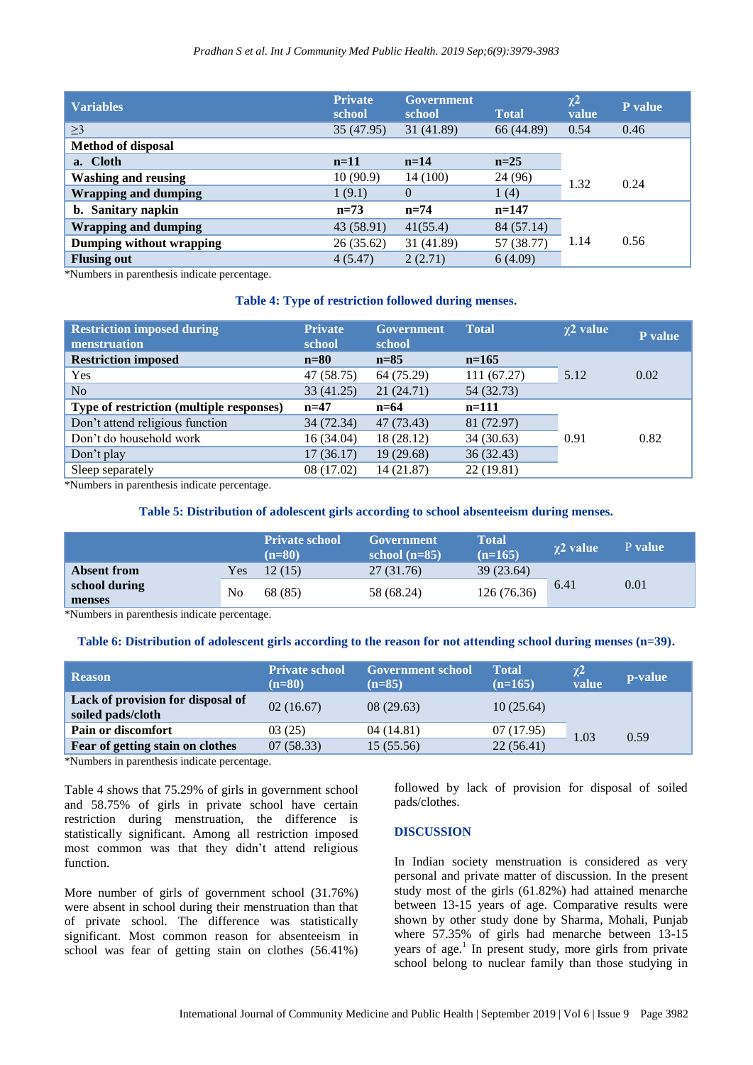| Variables | Private school | Government school | Total | χ2 value | P value |
|---|---|---|---|---|---|
| ≥3 | 35 (47.95) | 31 (41.89) | 66 (44.89) | 0.54 | 0.46 |
| **Method of disposal** | | | | | |
| **a. Cloth** | **n=11** | **n=14** | **n=25** | 1.32 | 0.24 |
| **Washing and reusing** | 10 (90.9) | 14 (100) | 24 (96) | | |
| **Wrapping and dumping** | 1 (9.1) | 0 | 1 (4) | | |
| **b. Sanitary napkin** | **n=73** | **n=74** | **n=147** | 1.14 | 0.56 |
| **Wrapping and dumping** | 43 (58.91) | 41(55.4) | 84 (57.14) | | |
| **Dumping without wrapping** | 26 (35.62) | 31 (41.89) | 57 (38.77) | | |
| **Flusing out** | 4 (5.47) | 2 (2.71) | 6 (4.09) | | |

*Numbers in parenthesis indicate percentage.

**Table 4: Type of restriction followed during menses.**

| Restriction imposed during menstruation | Private school | Government school | Total | χ2 value | P value |
|---|---|---|---|---|---|
| **Restriction imposed** | **n=80** | **n=85** | **n=165** | 5.12 | 0.02 |
| Yes | 47 (58.75) | 64 (75.29) | 111 (67.27) | | |
| No | 33 (41.25) | 21 (24.71) | 54 (32.73) | | |
| **Type of restriction (multiple responses)** | **n=47** | **n=64** | **n=111** | 0.91 | 0.82 |
| Don't attend religious function | 34 (72.34) | 47 (73.43) | 81 (72.97) | | |
| Don't do household work | 16 (34.04) | 18 (28.12) | 34 (30.63) | | |
| Don't play | 17 (36.17) | 19 (29.68) | 36 (32.43) | | |
| Sleep separately | 08 (17.02) | 14 (21.87) | 22 (19.81) | | |

*Numbers in parenthesis indicate percentage.

**Table 5: Distribution of adolescent girls according to school absenteeism during menses.**

| | | Private school (n=80) | Government school (n=85) | Total (n=165) | χ2 value | P value |
|---|---|---|---|---|---|---|
| **Absent from school during menses** | Yes | 12 (15) | 27 (31.76) | 39 (23.64) | 6.41 | 0.01 |
| | No | 68 (85) | 58 (68.24) | 126 (76.36) | | |

*Numbers in parenthesis indicate percentage.

**Table 6: Distribution of adolescent girls according to the reason for not attending school during menses (n=39).**

| Reason | Private school (n=80) | Government school (n=85) | Total (n=165) | χ2 value | p-value |
|---|---|---|---|---|---|
| **Lack of provision for disposal of soiled pads/cloth** | 02 (16.67) | 08 (29.63) | 10 (25.64) | 1.03 | 0.59 |
| **Pain or discomfort** | 03 (25) | 04 (14.81) | 07 (17.95) | | |
| **Fear of getting stain on clothes** | 07 (58.33) | 15 (55.56) | 22 (56.41) | | |

*Numbers in parenthesis indicate percentage.

Table 4 shows that 75.29% of girls in government school and 58.75% of girls in private school have certain restriction during menstruation, the difference is statistically significant. Among all restriction imposed most common was that they didn't attend religious function.

More number of girls of government school (31.76%) were absent in school during their menstruation than that of private school. The difference was statistically significant. Most common reason for absenteeism in school was fear of getting stain on clothes (56.41%) followed by lack of provision for disposal of soiled pads/clothes.

## DISCUSSION

In Indian society menstruation is considered as very personal and private matter of discussion. In the present study most of the girls (61.82%) had attained menarche between 13-15 years of age. Comparative results were shown by other study done by Sharma, Mohali, Punjab where 57.35% of girls had menarche between 13-15 years of age.[1] In present study, more girls from private school belong to nuclear family than those studying in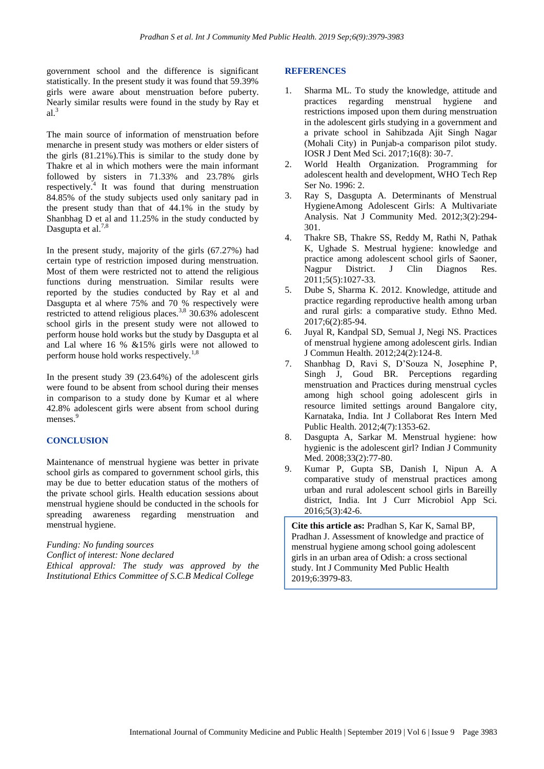government school and the difference is significant statistically. In the present study it was found that 59.39% girls were aware about menstruation before puberty. Nearly similar results were found in the study by Ray et al.[3]

The main source of information of menstruation before menarche in present study was mothers or elder sisters of the girls (81.21%).This is similar to the study done by Thakre et al in which mothers were the main informant followed by sisters in 71.33% and 23.78% girls respectively.[4] It was found that during menstruation 84.85% of the study subjects used only sanitary pad in the present study than that of 44.1% in the study by Shanbhag D et al and 11.25% in the study conducted by Dasgupta et al.[7,8]

In the present study, majority of the girls (67.27%) had certain type of restriction imposed during menstruation. Most of them were restricted not to attend the religious functions during menstruation. Similar results were reported by the studies conducted by Ray et al and Dasgupta et al where 75% and 70 % respectively were restricted to attend religious places.[3,8] 30.63% adolescent school girls in the present study were not allowed to perform house hold works but the study by Dasgupta et al and Lal where 16 % &15% girls were not allowed to perform house hold works respectively.[1,8]

In the present study 39 (23.64%) of the adolescent girls were found to be absent from school during their menses in comparison to a study done by Kumar et al where 42.8% adolescent girls were absent from school during menses.[9]

## CONCLUSION

Maintenance of menstrual hygiene was better in private school girls as compared to government school girls, this may be due to better education status of the mothers of the private school girls. Health education sessions about menstrual hygiene should be conducted in the schools for spreading awareness regarding menstruation and menstrual hygiene.

*Funding: No funding sources*
*Conflict of interest: None declared*
*Ethical approval: The study was approved by the Institutional Ethics Committee of S.C.B Medical College*

## REFERENCES

1. Sharma ML. To study the knowledge, attitude and practices regarding menstrual hygiene and restrictions imposed upon them during menstruation in the adolescent girls studying in a government and a private school in Sahibzada Ajit Singh Nagar (Mohali City) in Punjab-a comparison pilot study. IOSR J Dent Med Sci. 2017;16(8): 30-7.
2. World Health Organization. Programming for adolescent health and development, WHO Tech Rep Ser No. 1996: 2.
3. Ray S, Dasgupta A. Determinants of Menstrual HygieneAmong Adolescent Girls: A Multivariate Analysis. Nat J Community Med. 2012;3(2):294-301.
4. Thakre SB, Thakre SS, Reddy M, Rathi N, Pathak K, Ughade S. Mestrual hygiene: knowledge and practice among adolescent school girls of Saoner, Nagpur District. J Clin Diagnos Res. 2011;5(5):1027-33.
5. Dube S, Sharma K. 2012. Knowledge, attitude and practice regarding reproductive health among urban and rural girls: a comparative study. Ethno Med. 2017;6(2):85-94.
6. Juyal R, Kandpal SD, Semual J, Negi NS. Practices of menstrual hygiene among adolescent girls. Indian J Commun Health. 2012;24(2):124-8.
7. Shanbhag D, Ravi S, D'Souza N, Josephine P, Singh J, Goud BR. Perceptions regarding menstruation and Practices during menstrual cycles among high school going adolescent girls in resource limited settings around Bangalore city, Karnataka, India. Int J Collaborat Res Intern Med Public Health. 2012;4(7):1353-62.
8. Dasgupta A, Sarkar M. Menstrual hygiene: how hygienic is the adolescent girl? Indian J Community Med. 2008;33(2):77-80.
9. Kumar P, Gupta SB, Danish I, Nipun A. A comparative study of menstrual practices among urban and rural adolescent school girls in Bareilly district, India. Int J Curr Microbiol App Sci. 2016;5(3):42-6.

**Cite this article as:** Pradhan S, Kar K, Samal BP, Pradhan J. Assessment of knowledge and practice of menstrual hygiene among school going adolescent girls in an urban area of Odish: a cross sectional study. Int J Community Med Public Health 2019;6:3979-83.